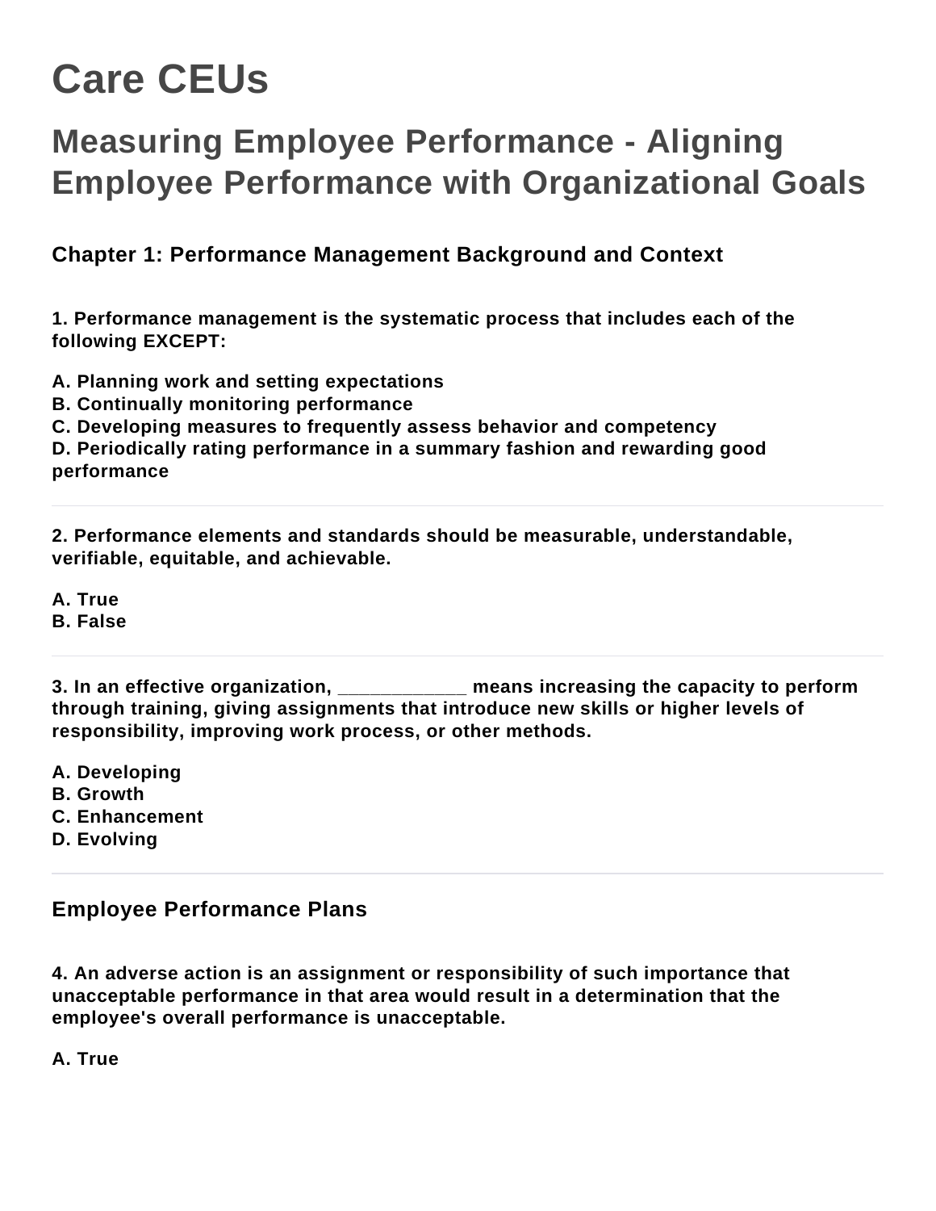# Care CEUs

## Measuring Employee Performance - Aligning Employee Performance with Organizational Goals

### Chapter 1: Performance Management Background and Context

**1. Performance management is the systematic process that includes each of the following EXCEPT:**

**A. Planning work and setting expectations**
**B. Continually monitoring performance**
**C. Developing measures to frequently assess behavior and competency**
**D. Periodically rating performance in a summary fashion and rewarding good performance**

---

**2. Performance elements and standards should be measurable, understandable, verifiable, equitable, and achievable.**

**A. True**
**B. False**

---

**3. In an effective organization, ____________ means increasing the capacity to perform through training, giving assignments that introduce new skills or higher levels of responsibility, improving work process, or other methods.**

**A. Developing**
**B. Growth**
**C. Enhancement**
**D. Evolving**

---

### Employee Performance Plans

**4. An adverse action is an assignment or responsibility of such importance that unacceptable performance in that area would result in a determination that the employee's overall performance is unacceptable.**

**A. True**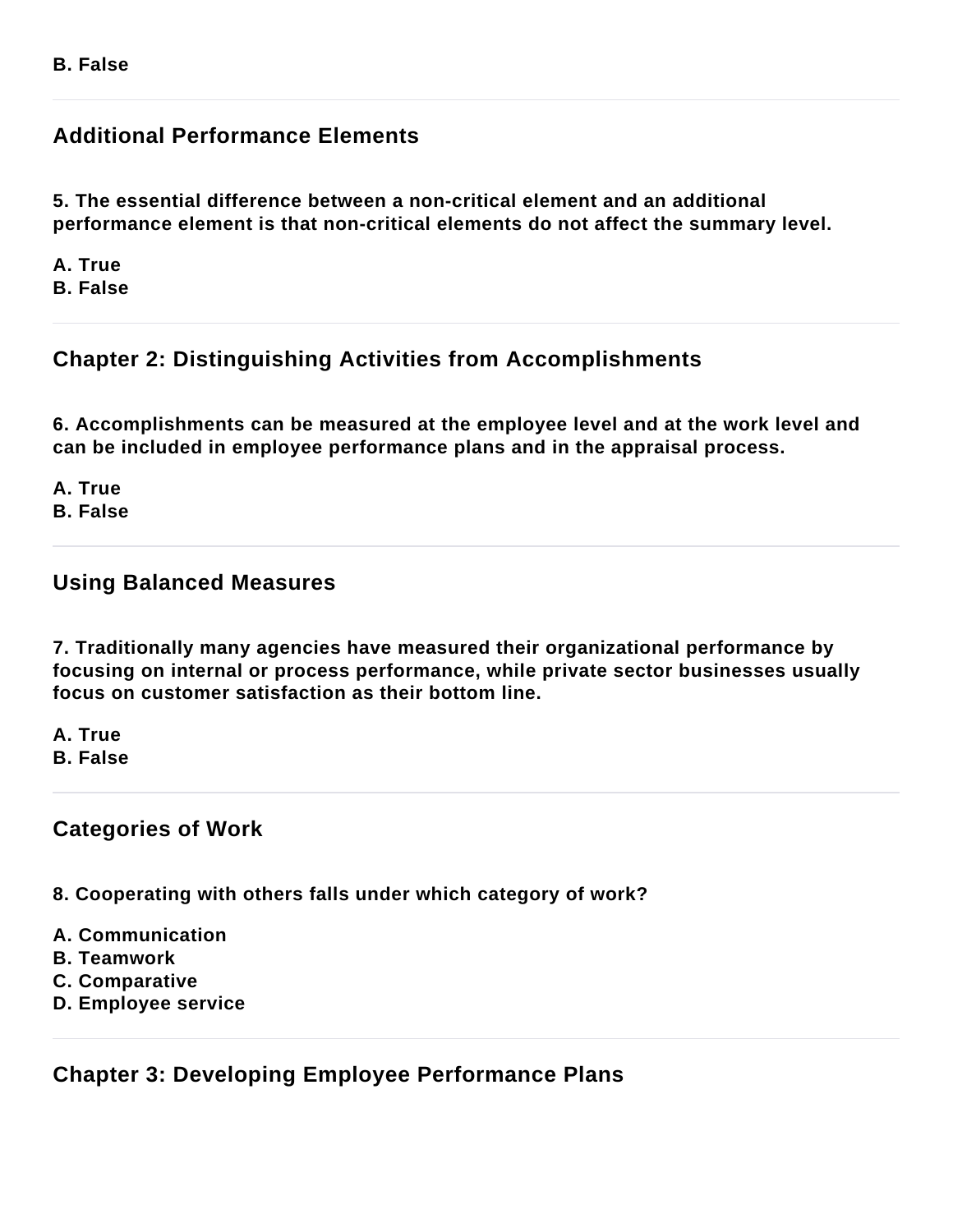**B. False**

---

## Additional Performance Elements

**5. The essential difference between a non-critical element and an additional performance element is that non-critical elements do not affect the summary level.**

**A. True**
**B. False**

---

## Chapter 2: Distinguishing Activities from Accomplishments

**6. Accomplishments can be measured at the employee level and at the work level and can be included in employee performance plans and in the appraisal process.**

**A. True**
**B. False**

---

## Using Balanced Measures

**7. Traditionally many agencies have measured their organizational performance by focusing on internal or process performance, while private sector businesses usually focus on customer satisfaction as their bottom line.**

**A. True**
**B. False**

---

## Categories of Work

**8. Cooperating with others falls under which category of work?**

**A. Communication**
**B. Teamwork**
**C. Comparative**
**D. Employee service**

---

## Chapter 3: Developing Employee Performance Plans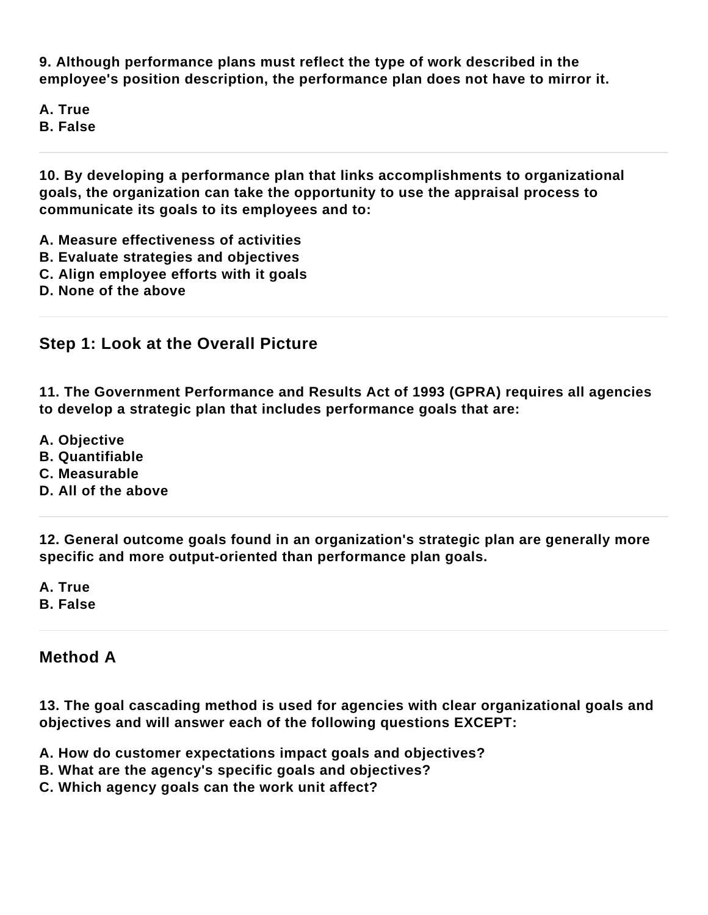**9. Although performance plans must reflect the type of work described in the employee's position description, the performance plan does not have to mirror it.**

**A. True**
**B. False**

---

**10. By developing a performance plan that links accomplishments to organizational goals, the organization can take the opportunity to use the appraisal process to communicate its goals to its employees and to:**

**A. Measure effectiveness of activities**
**B. Evaluate strategies and objectives**
**C. Align employee efforts with it goals**
**D. None of the above**

---

## Step 1: Look at the Overall Picture

**11. The Government Performance and Results Act of 1993 (GPRA) requires all agencies to develop a strategic plan that includes performance goals that are:**

**A. Objective**
**B. Quantifiable**
**C. Measurable**
**D. All of the above**

---

**12. General outcome goals found in an organization's strategic plan are generally more specific and more output-oriented than performance plan goals.**

**A. True**
**B. False**

---

## Method A

**13. The goal cascading method is used for agencies with clear organizational goals and objectives and will answer each of the following questions EXCEPT:**

**A. How do customer expectations impact goals and objectives?**
**B. What are the agency's specific goals and objectives?**
**C. Which agency goals can the work unit affect?**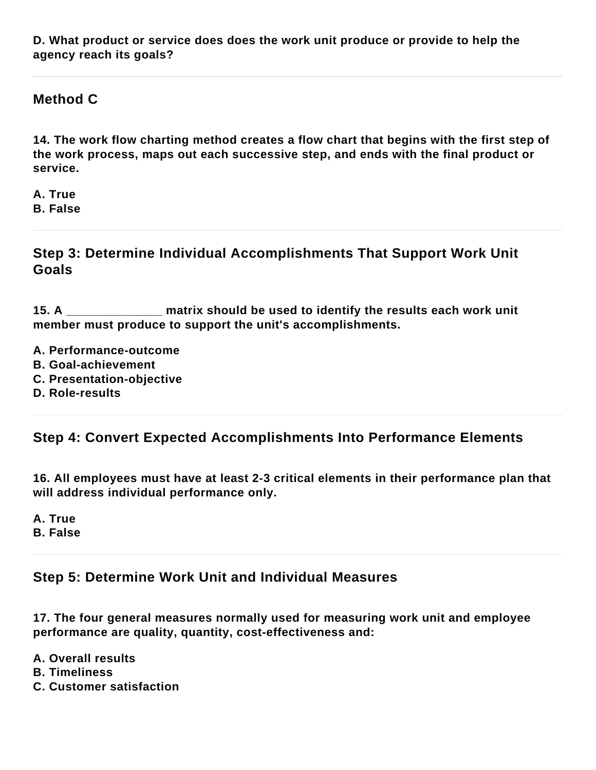**D. What product or service does does the work unit produce or provide to help the agency reach its goals?**

---

## Method C

**14. The work flow charting method creates a flow chart that begins with the first step of the work process, maps out each successive step, and ends with the final product or service.**

**A. True**
**B. False**

---

## Step 3: Determine Individual Accomplishments That Support Work Unit Goals

**15. A _______________ matrix should be used to identify the results each work unit member must produce to support the unit's accomplishments.**

**A. Performance-outcome**
**B. Goal-achievement**
**C. Presentation-objective**
**D. Role-results**

---

## Step 4: Convert Expected Accomplishments Into Performance Elements

**16. All employees must have at least 2-3 critical elements in their performance plan that will address individual performance only.**

**A. True**
**B. False**

---

## Step 5: Determine Work Unit and Individual Measures

**17. The four general measures normally used for measuring work unit and employee performance are quality, quantity, cost-effectiveness and:**

**A. Overall results**
**B. Timeliness**
**C. Customer satisfaction**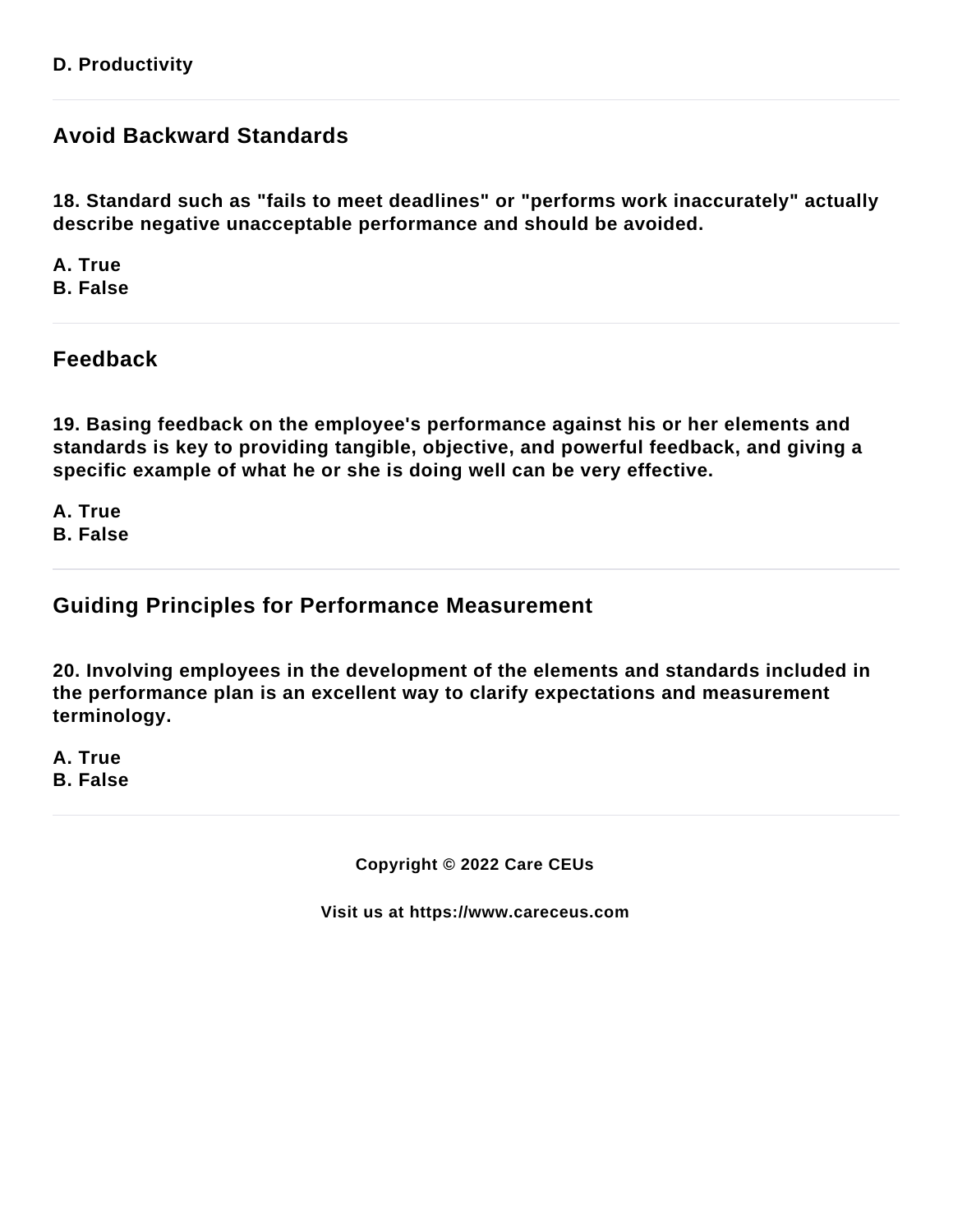**D. Productivity**

## Avoid Backward Standards

**18. Standard such as "fails to meet deadlines" or "performs work inaccurately" actually describe negative unacceptable performance and should be avoided.**

**A. True**
**B. False**

## Feedback

**19. Basing feedback on the employee's performance against his or her elements and standards is key to providing tangible, objective, and powerful feedback, and giving a specific example of what he or she is doing well can be very effective.**

**A. True**
**B. False**

## Guiding Principles for Performance Measurement

**20. Involving employees in the development of the elements and standards included in the performance plan is an excellent way to clarify expectations and measurement terminology.**

**A. True**
**B. False**

**Copyright © 2022 Care CEUs**

**Visit us at https://www.careceus.com**